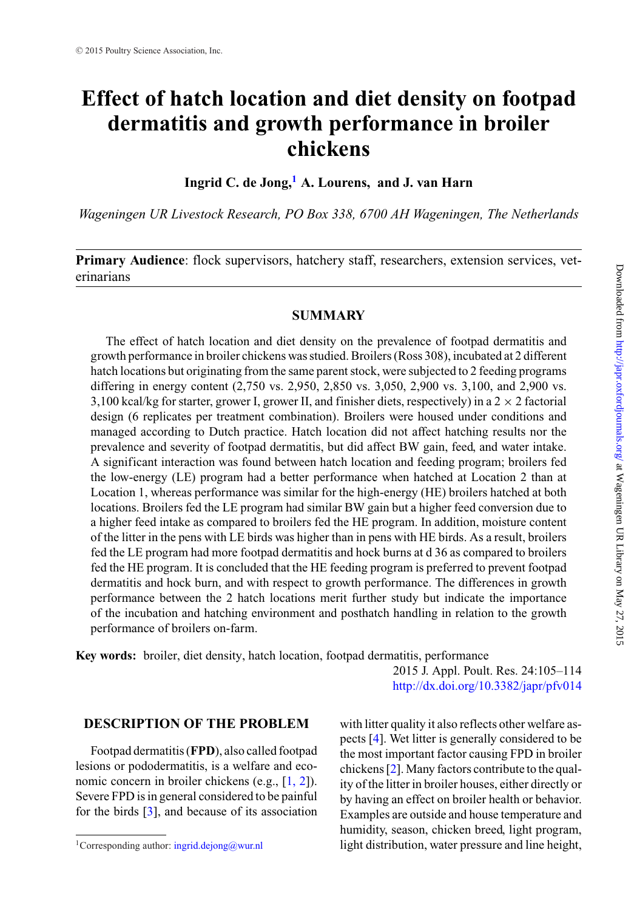# Effect of hatch location and diet density on footpad dermatitis and growth performance in broiler chickens

**Ingrid C. de Jong,[1] A. Lourens, and J. van Harn**

*Wageningen UR Livestock Research, PO Box 338, 6700 AH Wageningen, The Netherlands*

**Primary Audience**: flock supervisors, hatchery staff, researchers, extension services, veterinarians

## SUMMARY

The effect of hatch location and diet density on the prevalence of footpad dermatitis and growth performance in broiler chickens was studied. Broilers (Ross 308), incubated at 2 different hatch locations but originating from the same parent stock, were subjected to 2 feeding programs differing in energy content (2,750 vs. 2,950, 2,850 vs. 3,050, 2,900 vs. 3,100, and 2,900 vs. 3,100 kcal/kg for starter, grower I, grower II, and finisher diets, respectively) in a 2 × 2 factorial design (6 replicates per treatment combination). Broilers were housed under conditions and managed according to Dutch practice. Hatch location did not affect hatching results nor the prevalence and severity of footpad dermatitis, but did affect BW gain, feed, and water intake. A significant interaction was found between hatch location and feeding program; broilers fed the low-energy (LE) program had a better performance when hatched at Location 2 than at Location 1, whereas performance was similar for the high-energy (HE) broilers hatched at both locations. Broilers fed the LE program had similar BW gain but a higher feed conversion due to a higher feed intake as compared to broilers fed the HE program. In addition, moisture content of the litter in the pens with LE birds was higher than in pens with HE birds. As a result, broilers fed the LE program had more footpad dermatitis and hock burns at d 36 as compared to broilers fed the HE program. It is concluded that the HE feeding program is preferred to prevent footpad dermatitis and hock burn, and with respect to growth performance. The differences in growth performance between the 2 hatch locations merit further study but indicate the importance of the incubation and hatching environment and posthatch handling in relation to the growth performance of broilers on-farm.

**Key words:** broiler, diet density, hatch location, footpad dermatitis, performance

2015 J. Appl. Poult. Res. 24:105–114
http://dx.doi.org/10.3382/japr/pfv014

## DESCRIPTION OF THE PROBLEM

Footpad dermatitis (**FPD**), also called footpad lesions or pododermatitis, is a welfare and economic concern in broiler chickens (e.g., [1, 2]). Severe FPD is in general considered to be painful for the birds [3], and because of its association with litter quality it also reflects other welfare aspects [4]. Wet litter is generally considered to be the most important factor causing FPD in broiler chickens [2]. Many factors contribute to the quality of the litter in broiler houses, either directly or by having an effect on broiler health or behavior. Examples are outside and house temperature and humidity, season, chicken breed, light program, light distribution, water pressure and line height,

[1]Corresponding author: ingrid.dejong@wur.nl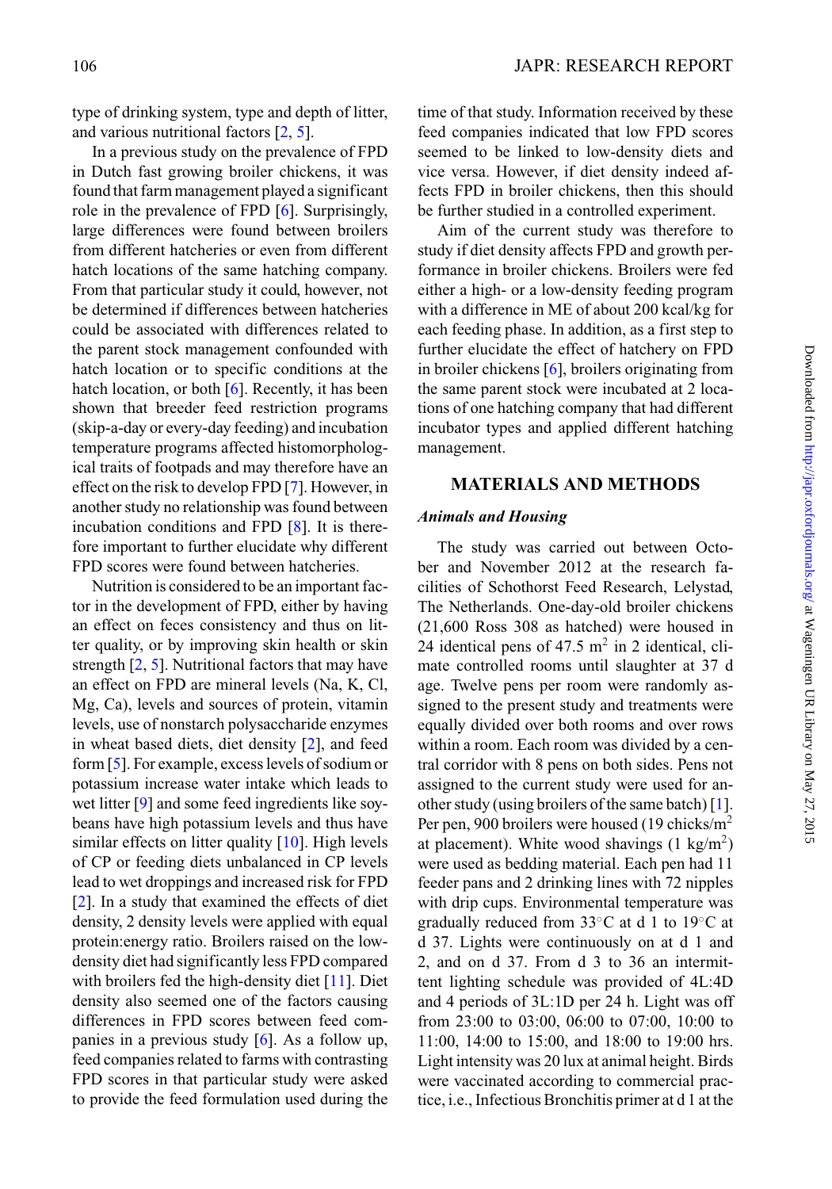type of drinking system, type and depth of litter, and various nutritional factors [2, 5].

In a previous study on the prevalence of FPD in Dutch fast growing broiler chickens, it was found that farm management played a significant role in the prevalence of FPD [6]. Surprisingly, large differences were found between broilers from different hatcheries or even from different hatch locations of the same hatching company. From that particular study it could, however, not be determined if differences between hatcheries could be associated with differences related to the parent stock management confounded with hatch location or to specific conditions at the hatch location, or both [6]. Recently, it has been shown that breeder feed restriction programs (skip-a-day or every-day feeding) and incubation temperature programs affected histomorphological traits of footpads and may therefore have an effect on the risk to develop FPD [7]. However, in another study no relationship was found between incubation conditions and FPD [8]. It is therefore important to further elucidate why different FPD scores were found between hatcheries.

Nutrition is considered to be an important factor in the development of FPD, either by having an effect on feces consistency and thus on litter quality, or by improving skin health or skin strength [2, 5]. Nutritional factors that may have an effect on FPD are mineral levels (Na, K, Cl, Mg, Ca), levels and sources of protein, vitamin levels, use of nonstarch polysaccharide enzymes in wheat based diets, diet density [2], and feed form [5]. For example, excess levels of sodium or potassium increase water intake which leads to wet litter [9] and some feed ingredients like soybeans have high potassium levels and thus have similar effects on litter quality [10]. High levels of CP or feeding diets unbalanced in CP levels lead to wet droppings and increased risk for FPD [2]. In a study that examined the effects of diet density, 2 density levels were applied with equal protein:energy ratio. Broilers raised on the low-density diet had significantly less FPD compared with broilers fed the high-density diet [11]. Diet density also seemed one of the factors causing differences in FPD scores between feed companies in a previous study [6]. As a follow up, feed companies related to farms with contrasting FPD scores in that particular study were asked to provide the feed formulation used during the time of that study. Information received by these feed companies indicated that low FPD scores seemed to be linked to low-density diets and vice versa. However, if diet density indeed affects FPD in broiler chickens, then this should be further studied in a controlled experiment.

Aim of the current study was therefore to study if diet density affects FPD and growth performance in broiler chickens. Broilers were fed either a high- or a low-density feeding program with a difference in ME of about 200 kcal/kg for each feeding phase. In addition, as a first step to further elucidate the effect of hatchery on FPD in broiler chickens [6], broilers originating from the same parent stock were incubated at 2 locations of one hatching company that had different incubator types and applied different hatching management.

## MATERIALS AND METHODS

### *Animals and Housing*

The study was carried out between October and November 2012 at the research facilities of Schothorst Feed Research, Lelystad, The Netherlands. One-day-old broiler chickens (21,600 Ross 308 as hatched) were housed in 24 identical pens of 47.5 $m^2$ in 2 identical, climate controlled rooms until slaughter at 37 d age. Twelve pens per room were randomly assigned to the present study and treatments were equally divided over both rooms and over rows within a room. Each room was divided by a central corridor with 8 pens on both sides. Pens not assigned to the current study were used for another study (using broilers of the same batch) [1]. Per pen, 900 broilers were housed (19 chicks/$m^2$ at placement). White wood shavings (1 kg/$m^2$) were used as bedding material. Each pen had 11 feeder pans and 2 drinking lines with 72 nipples with drip cups. Environmental temperature was gradually reduced from 33°C at d 1 to 19°C at d 37. Lights were continuously on at d 1 and 2, and on d 37. From d 3 to 36 an intermittent lighting schedule was provided of 4L:4D and 4 periods of 3L:1D per 24 h. Light was off from 23:00 to 03:00, 06:00 to 07:00, 10:00 to 11:00, 14:00 to 15:00, and 18:00 to 19:00 hrs. Light intensity was 20 lux at animal height. Birds were vaccinated according to commercial practice, i.e., Infectious Bronchitis primer at d 1 at the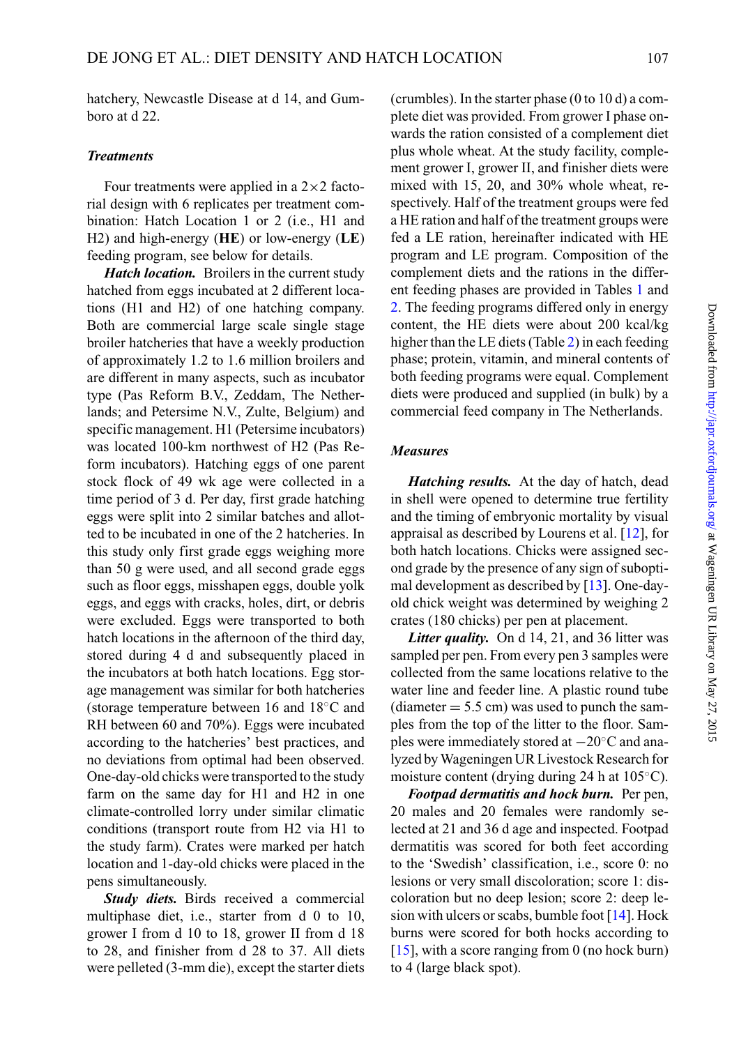hatchery, Newcastle Disease at d 14, and Gumboro at d 22.

### *Treatments*

Four treatments were applied in a 2×2 factorial design with 6 replicates per treatment combination: Hatch Location 1 or 2 (i.e., H1 and H2) and high-energy (**HE**) or low-energy (**LE**) feeding program, see below for details.

***Hatch location.*** Broilers in the current study hatched from eggs incubated at 2 different locations (H1 and H2) of one hatching company. Both are commercial large scale single stage broiler hatcheries that have a weekly production of approximately 1.2 to 1.6 million broilers and are different in many aspects, such as incubator type (Pas Reform B.V., Zeddam, The Netherlands; and Petersime N.V., Zulte, Belgium) and specific management. H1 (Petersime incubators) was located 100-km northwest of H2 (Pas Reform incubators). Hatching eggs of one parent stock flock of 49 wk age were collected in a time period of 3 d. Per day, first grade hatching eggs were split into 2 similar batches and allotted to be incubated in one of the 2 hatcheries. In this study only first grade eggs weighing more than 50 g were used, and all second grade eggs such as floor eggs, misshapen eggs, double yolk eggs, and eggs with cracks, holes, dirt, or debris were excluded. Eggs were transported to both hatch locations in the afternoon of the third day, stored during 4 d and subsequently placed in the incubators at both hatch locations. Egg storage management was similar for both hatcheries (storage temperature between 16 and 18°C and RH between 60 and 70%). Eggs were incubated according to the hatcheries' best practices, and no deviations from optimal had been observed. One-day-old chicks were transported to the study farm on the same day for H1 and H2 in one climate-controlled lorry under similar climatic conditions (transport route from H2 via H1 to the study farm). Crates were marked per hatch location and 1-day-old chicks were placed in the pens simultaneously.

***Study diets.*** Birds received a commercial multiphase diet, i.e., starter from d 0 to 10, grower I from d 10 to 18, grower II from d 18 to 28, and finisher from d 28 to 37. All diets were pelleted (3-mm die), except the starter diets (crumbles). In the starter phase (0 to 10 d) a complete diet was provided. From grower I phase onwards the ration consisted of a complement diet plus whole wheat. At the study facility, complement grower I, grower II, and finisher diets were mixed with 15, 20, and 30% whole wheat, respectively. Half of the treatment groups were fed a HE ration and half of the treatment groups were fed a LE ration, hereinafter indicated with HE program and LE program. Composition of the complement diets and the rations in the different feeding phases are provided in Tables 1 and 2. The feeding programs differed only in energy content, the HE diets were about 200 kcal/kg higher than the LE diets (Table 2) in each feeding phase; protein, vitamin, and mineral contents of both feeding programs were equal. Complement diets were produced and supplied (in bulk) by a commercial feed company in The Netherlands.

### *Measures*

***Hatching results.*** At the day of hatch, dead in shell were opened to determine true fertility and the timing of embryonic mortality by visual appraisal as described by Lourens et al. [12], for both hatch locations. Chicks were assigned second grade by the presence of any sign of suboptimal development as described by [13]. One-day-old chick weight was determined by weighing 2 crates (180 chicks) per pen at placement.

***Litter quality.*** On d 14, 21, and 36 litter was sampled per pen. From every pen 3 samples were collected from the same locations relative to the water line and feeder line. A plastic round tube (diameter = 5.5 cm) was used to punch the samples from the top of the litter to the floor. Samples were immediately stored at −20°C and analyzed by Wageningen UR Livestock Research for moisture content (drying during 24 h at 105°C).

***Footpad dermatitis and hock burn.*** Per pen, 20 males and 20 females were randomly selected at 21 and 36 d age and inspected. Footpad dermatitis was scored for both feet according to the 'Swedish' classification, i.e., score 0: no lesions or very small discoloration; score 1: discoloration but no deep lesion; score 2: deep lesion with ulcers or scabs, bumble foot [14]. Hock burns were scored for both hocks according to [15], with a score ranging from 0 (no hock burn) to 4 (large black spot).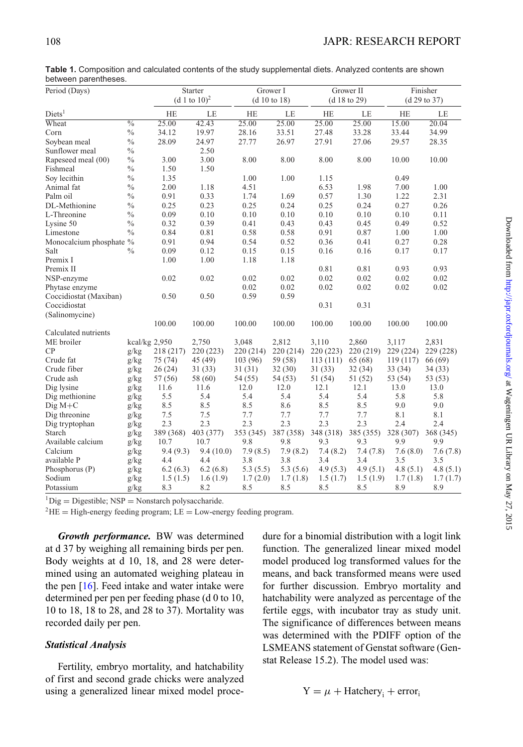**Table 1.** Composition and calculated contents of the study supplemental diets. Analyzed contents are shown between parentheses.

| Period (Days) | | Starter (d 1 to 10)[2] | | Grower I (d 10 to 18) | | Grower II (d 18 to 29) | | Finisher (d 29 to 37) | |
|---|---|---|---|---|---|---|---|---|---|
| Diets[1] | | HE | LE | HE | LE | HE | LE | HE | LE |
| Wheat | % | 25.00 | 42.43 | 25.00 | 25.00 | 25.00 | 25.00 | 15.00 | 20.04 |
| Corn | % | 34.12 | 19.97 | 28.16 | 33.51 | 27.48 | 33.28 | 33.44 | 34.99 |
| Soybean meal | % | 28.09 | 24.97 | 27.77 | 26.97 | 27.91 | 27.06 | 29.57 | 28.35 |
| Sunflower meal | % | | 2.50 | | | | | | |
| Rapeseed meal (00) | % | 3.00 | 3.00 | 8.00 | 8.00 | 8.00 | 8.00 | 10.00 | 10.00 |
| Fishmeal | % | 1.50 | 1.50 | | | | | | |
| Soy lecithin | % | 1.35 | | 1.00 | 1.00 | 1.15 | | 0.49 | |
| Animal fat | % | 2.00 | 1.18 | 4.51 | | 6.53 | 1.98 | 7.00 | 1.00 |
| Palm oil | % | 0.91 | 0.33 | 1.74 | 1.69 | 0.57 | 1.30 | 1.22 | 2.31 |
| DL-Methionine | % | 0.25 | 0.23 | 0.25 | 0.24 | 0.25 | 0.24 | 0.27 | 0.26 |
| L-Threonine | % | 0.09 | 0.10 | 0.10 | 0.10 | 0.10 | 0.10 | 0.10 | 0.11 |
| Lysine 50 | % | 0.32 | 0.39 | 0.41 | 0.43 | 0.43 | 0.45 | 0.49 | 0.52 |
| Limestone | % | 0.84 | 0.81 | 0.58 | 0.58 | 0.91 | 0.87 | 1.00 | 1.00 |
| Monocalcium phosphate | % | 0.91 | 0.94 | 0.54 | 0.52 | 0.36 | 0.41 | 0.27 | 0.28 |
| Salt | % | 0.09 | 0.12 | 0.15 | 0.15 | 0.16 | 0.16 | 0.17 | 0.17 |
| Premix I | | 1.00 | 1.00 | 1.18 | 1.18 | | | | |
| Premix II | | | | | | 0.81 | 0.81 | 0.93 | 0.93 |
| NSP-enzyme | | 0.02 | 0.02 | 0.02 | 0.02 | 0.02 | 0.02 | 0.02 | 0.02 |
| Phytase enzyme | | | | 0.02 | 0.02 | 0.02 | 0.02 | 0.02 | 0.02 |
| Coccidiostat (Maxiban) | | 0.50 | 0.50 | 0.59 | 0.59 | | | | |
| Coccidiostat (Salinomycine) | | | | | | 0.31 | 0.31 | | |
| | | 100.00 | 100.00 | 100.00 | 100.00 | 100.00 | 100.00 | 100.00 | 100.00 |
| Calculated nutrients | | | | | | | | | |
| ME broiler | kcal/kg | 2,950 | 2,750 | 3,048 | 2,812 | 3,110 | 2,860 | 3,117 | 2,831 |
| CP | g/kg | 218 (217) | 220 (223) | 220 (214) | 220 (214) | 220 (223) | 220 (219) | 229 (224) | 229 (228) |
| Crude fat | g/kg | 75 (74) | 45 (49) | 103 (96) | 59 (58) | 113 (111) | 65 (68) | 119 (117) | 66 (69) |
| Crude fiber | g/kg | 26 (24) | 31 (33) | 31 (31) | 32 (30) | 31 (33) | 32 (34) | 33 (34) | 34 (33) |
| Crude ash | g/kg | 57 (56) | 58 (60) | 54 (55) | 54 (53) | 51 (54) | 51 (52) | 53 (54) | 53 (53) |
| Dig lysine | g/kg | 11.6 | 11.6 | 12.0 | 12.0 | 12.1 | 12.1 | 13.0 | 13.0 |
| Dig methionine | g/kg | 5.5 | 5.4 | 5.4 | 5.4 | 5.4 | 5.4 | 5.8 | 5.8 |
| Dig M+C | g/kg | 8.5 | 8.5 | 8.5 | 8.6 | 8.5 | 8.5 | 9.0 | 9.0 |
| Dig threonine | g/kg | 7.5 | 7.5 | 7.7 | 7.7 | 7.7 | 7.7 | 8.1 | 8.1 |
| Dig tryptophan | g/kg | 2.3 | 2.3 | 2.3 | 2.3 | 2.3 | 2.3 | 2.4 | 2.4 |
| Starch | g/kg | 389 (368) | 403 (377) | 353 (345) | 387 (358) | 348 (318) | 385 (355) | 328 (307) | 368 (345) |
| Available calcium | g/kg | 10.7 | 10.7 | 9.8 | 9.8 | 9.3 | 9.3 | 9.9 | 9.9 |
| Calcium | g/kg | 9.4 (9.3) | 9.4 (10.0) | 7.9 (8.5) | 7.9 (8.2) | 7.4 (8.2) | 7.4 (7.8) | 7.6 (8.0) | 7.6 (7.8) |
| available P | g/kg | 4.4 | 4.4 | 3.8 | 3.8 | 3.4 | 3.4 | 3.5 | 3.5 |
| Phosphorus (P) | g/kg | 6.2 (6.3) | 6.2 (6.8) | 5.3 (5.5) | 5.3 (5.6) | 4.9 (5.3) | 4.9 (5.1) | 4.8 (5.1) | 4.8 (5.1) |
| Sodium | g/kg | 1.5 (1.5) | 1.6 (1.9) | 1.7 (2.0) | 1.7 (1.8) | 1.5 (1.7) | 1.5 (1.9) | 1.7 (1.8) | 1.7 (1.7) |
| Potassium | g/kg | 8.3 | 8.2 | 8.5 | 8.5 | 8.5 | 8.5 | 8.9 | 8.9 |

[1] Dig = Digestible; NSP = Nonstarch polysaccharide.

[2] HE = High-energy feeding program; LE = Low-energy feeding program.

***Growth performance.*** BW was determined at d 37 by weighing all remaining birds per pen. Body weights at d 10, 18, and 28 were determined using an automated weighing plateau in the pen [16]. Feed intake and water intake were determined per pen per feeding phase (d 0 to 10, 10 to 18, 18 to 28, and 28 to 37). Mortality was recorded daily per pen.

### *Statistical Analysis*

Fertility, embryo mortality, and hatchability of first and second grade chicks were analyzed using a generalized linear mixed model procedure for a binomial distribution with a logit link function. The generalized linear mixed model model produced log transformed values for the means, and back transformed means were used for further discussion. Embryo mortality and hatchability were analyzed as percentage of the fertile eggs, with incubator tray as study unit. The significance of differences between means was determined with the PDIFF option of the LSMEANS statement of Genstat software (Genstat Release 15.2). The model used was:

$$Y = \mu + \text{Hatchery}_i + \text{error}_i$$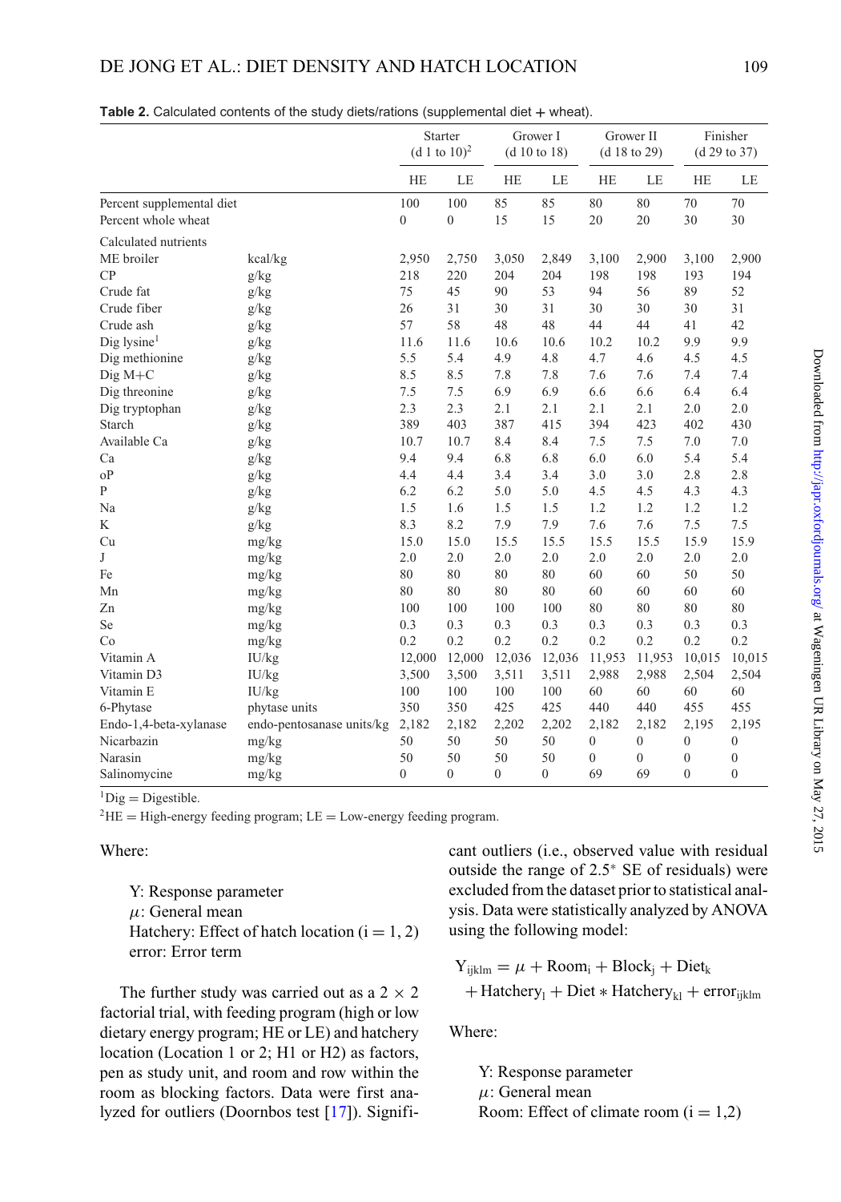**Table 2.** Calculated contents of the study diets/rations (supplemental diet + wheat).

| | | Starter (d 1 to 10)[2] | | Grower I (d 10 to 18) | | Grower II (d 18 to 29) | | Finisher (d 29 to 37) | |
|---|---|---|---|---|---|---|---|---|---|
| | | HE | LE | HE | LE | HE | LE | HE | LE |
| Percent supplemental diet | | 100 | 100 | 85 | 85 | 80 | 80 | 70 | 70 |
| Percent whole wheat | | 0 | 0 | 15 | 15 | 20 | 20 | 30 | 30 |
| Calculated nutrients | | | | | | | | | |
| ME broiler | kcal/kg | 2,950 | 2,750 | 3,050 | 2,849 | 3,100 | 2,900 | 3,100 | 2,900 |
| CP | g/kg | 218 | 220 | 204 | 204 | 198 | 198 | 193 | 194 |
| Crude fat | g/kg | 75 | 45 | 90 | 53 | 94 | 56 | 89 | 52 |
| Crude fiber | g/kg | 26 | 31 | 30 | 31 | 30 | 30 | 30 | 31 |
| Crude ash | g/kg | 57 | 58 | 48 | 48 | 44 | 44 | 41 | 42 |
| Dig lysine[1] | g/kg | 11.6 | 11.6 | 10.6 | 10.6 | 10.2 | 10.2 | 9.9 | 9.9 |
| Dig methionine | g/kg | 5.5 | 5.4 | 4.9 | 4.8 | 4.7 | 4.6 | 4.5 | 4.5 |
| Dig M+C | g/kg | 8.5 | 8.5 | 7.8 | 7.8 | 7.6 | 7.6 | 7.4 | 7.4 |
| Dig threonine | g/kg | 7.5 | 7.5 | 6.9 | 6.9 | 6.6 | 6.6 | 6.4 | 6.4 |
| Dig tryptophan | g/kg | 2.3 | 2.3 | 2.1 | 2.1 | 2.1 | 2.1 | 2.0 | 2.0 |
| Starch | g/kg | 389 | 403 | 387 | 415 | 394 | 423 | 402 | 430 |
| Available Ca | g/kg | 10.7 | 10.7 | 8.4 | 8.4 | 7.5 | 7.5 | 7.0 | 7.0 |
| Ca | g/kg | 9.4 | 9.4 | 6.8 | 6.8 | 6.0 | 6.0 | 5.4 | 5.4 |
| oP | g/kg | 4.4 | 4.4 | 3.4 | 3.4 | 3.0 | 3.0 | 2.8 | 2.8 |
| P | g/kg | 6.2 | 6.2 | 5.0 | 5.0 | 4.5 | 4.5 | 4.3 | 4.3 |
| Na | g/kg | 1.5 | 1.6 | 1.5 | 1.5 | 1.2 | 1.2 | 1.2 | 1.2 |
| K | g/kg | 8.3 | 8.2 | 7.9 | 7.9 | 7.6 | 7.6 | 7.5 | 7.5 |
| Cu | mg/kg | 15.0 | 15.0 | 15.5 | 15.5 | 15.5 | 15.5 | 15.9 | 15.9 |
| J | mg/kg | 2.0 | 2.0 | 2.0 | 2.0 | 2.0 | 2.0 | 2.0 | 2.0 |
| Fe | mg/kg | 80 | 80 | 80 | 80 | 60 | 60 | 50 | 50 |
| Mn | mg/kg | 80 | 80 | 80 | 80 | 60 | 60 | 60 | 60 |
| Zn | mg/kg | 100 | 100 | 100 | 100 | 80 | 80 | 80 | 80 |
| Se | mg/kg | 0.3 | 0.3 | 0.3 | 0.3 | 0.3 | 0.3 | 0.3 | 0.3 |
| Co | mg/kg | 0.2 | 0.2 | 0.2 | 0.2 | 0.2 | 0.2 | 0.2 | 0.2 |
| Vitamin A | IU/kg | 12,000 | 12,000 | 12,036 | 12,036 | 11,953 | 11,953 | 10,015 | 10,015 |
| Vitamin D3 | IU/kg | 3,500 | 3,500 | 3,511 | 3,511 | 2,988 | 2,988 | 2,504 | 2,504 |
| Vitamin E | IU/kg | 100 | 100 | 100 | 100 | 60 | 60 | 60 | 60 |
| 6-Phytase | phytase units | 350 | 350 | 425 | 425 | 440 | 440 | 455 | 455 |
| Endo-1,4-beta-xylanase | endo-pentosanase units/kg | 2,182 | 2,182 | 2,202 | 2,202 | 2,182 | 2,182 | 2,195 | 2,195 |
| Nicarbazin | mg/kg | 50 | 50 | 50 | 50 | 0 | 0 | 0 | 0 |
| Narasin | mg/kg | 50 | 50 | 50 | 50 | 0 | 0 | 0 | 0 |
| Salinomycine | mg/kg | 0 | 0 | 0 | 0 | 69 | 69 | 0 | 0 |

[1]Dig = Digestible.

[2]HE = High-energy feeding program; LE = Low-energy feeding program.

Where:

Y: Response parameter
$\mu$: General mean
Hatchery: Effect of hatch location ($i = 1, 2$)
error: Error term

The further study was carried out as a $2 \times 2$ factorial trial, with feeding program (high or low dietary energy program; HE or LE) and hatchery location (Location 1 or 2; H1 or H2) as factors, pen as study unit, and room and row within the room as blocking factors. Data were first analyzed for outliers (Doornbos test [17]). Significant outliers (i.e., observed value with residual outside the range of 2.5* SE of residuals) were excluded from the dataset prior to statistical analysis. Data were statistically analyzed by ANOVA using the following model:

$$Y_{ijklm} = \mu + \text{Room}_i + \text{Block}_j + \text{Diet}_k + \text{Hatchery}_l + \text{Diet} * \text{Hatchery}_{kl} + \text{error}_{ijklm}$$

Where:

Y: Response parameter
$\mu$: General mean
Room: Effect of climate room ($i = 1,2$)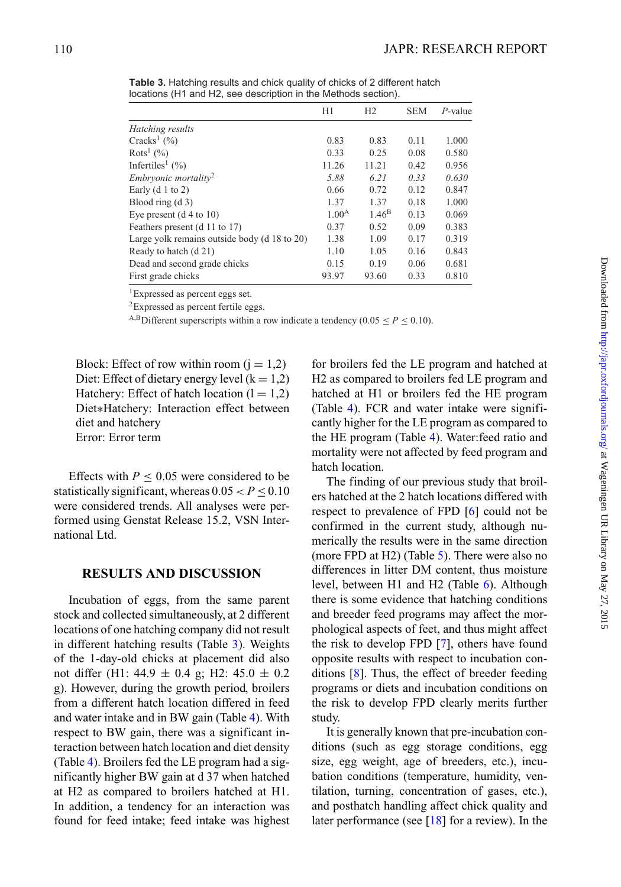**Table 3.** Hatching results and chick quality of chicks of 2 different hatch locations (H1 and H2, see description in the Methods section).

| | H1 | H2 | SEM | *P*-value |
|---|---|---|---|---|
| *Hatching results* | | | | |
| Cracks[1] (%) | 0.83 | 0.83 | 0.11 | 1.000 |
| Rots[1] (%) | 0.33 | 0.25 | 0.08 | 0.580 |
| Infertiles[1] (%) | 11.26 | 11.21 | 0.42 | 0.956 |
| *Embryonic mortality*[2] | *5.88* | *6.21* | *0.33* | *0.630* |
| Early (d 1 to 2) | 0.66 | 0.72 | 0.12 | 0.847 |
| Blood ring (d 3) | 1.37 | 1.37 | 0.18 | 1.000 |
| Eye present (d 4 to 10) | 1.00[A] | 1.46[B] | 0.13 | 0.069 |
| Feathers present (d 11 to 17) | 0.37 | 0.52 | 0.09 | 0.383 |
| Large yolk remains outside body (d 18 to 20) | 1.38 | 1.09 | 0.17 | 0.319 |
| Ready to hatch (d 21) | 1.10 | 1.05 | 0.16 | 0.843 |
| Dead and second grade chicks | 0.15 | 0.19 | 0.06 | 0.681 |
| First grade chicks | 93.97 | 93.60 | 0.33 | 0.810 |

[1]Expressed as percent eggs set.

[2]Expressed as percent fertile eggs.

[A,B]Different superscripts within a row indicate a tendency ($0.05 \leq P \leq 0.10$).

Block: Effect of row within room ($j = 1,2$)
Diet: Effect of dietary energy level ($k = 1,2$)
Hatchery: Effect of hatch location ($l = 1,2$)
Diet*Hatchery: Interaction effect between diet and hatchery
Error: Error term

Effects with $P \leq 0.05$ were considered to be statistically significant, whereas $0.05 < P \leq 0.10$ were considered trends. All analyses were performed using Genstat Release 15.2, VSN International Ltd.

## RESULTS AND DISCUSSION

Incubation of eggs, from the same parent stock and collected simultaneously, at 2 different locations of one hatching company did not result in different hatching results (Table 3). Weights of the 1-day-old chicks at placement did also not differ (H1: 44.9 ± 0.4 g; H2: 45.0 ± 0.2 g). However, during the growth period, broilers from a different hatch location differed in feed and water intake and in BW gain (Table 4). With respect to BW gain, there was a significant interaction between hatch location and diet density (Table 4). Broilers fed the LE program had a significantly higher BW gain at d 37 when hatched at H2 as compared to broilers hatched at H1. In addition, a tendency for an interaction was found for feed intake; feed intake was highest for broilers fed the LE program and hatched at H2 as compared to broilers fed LE program and hatched at H1 or broilers fed the HE program (Table 4). FCR and water intake were significantly higher for the LE program as compared to the HE program (Table 4). Water:feed ratio and mortality were not affected by feed program and hatch location.

The finding of our previous study that broilers hatched at the 2 hatch locations differed with respect to prevalence of FPD [6] could not be confirmed in the current study, although numerically the results were in the same direction (more FPD at H2) (Table 5). There were also no differences in litter DM content, thus moisture level, between H1 and H2 (Table 6). Although there is some evidence that hatching conditions and breeder feed programs may affect the morphological aspects of feet, and thus might affect the risk to develop FPD [7], others have found opposite results with respect to incubation conditions [8]. Thus, the effect of breeder feeding programs or diets and incubation conditions on the risk to develop FPD clearly merits further study.

It is generally known that pre-incubation conditions (such as egg storage conditions, egg size, egg weight, age of breeders, etc.), incubation conditions (temperature, humidity, ventilation, turning, concentration of gases, etc.), and posthatch handling affect chick quality and later performance (see [18] for a review). In the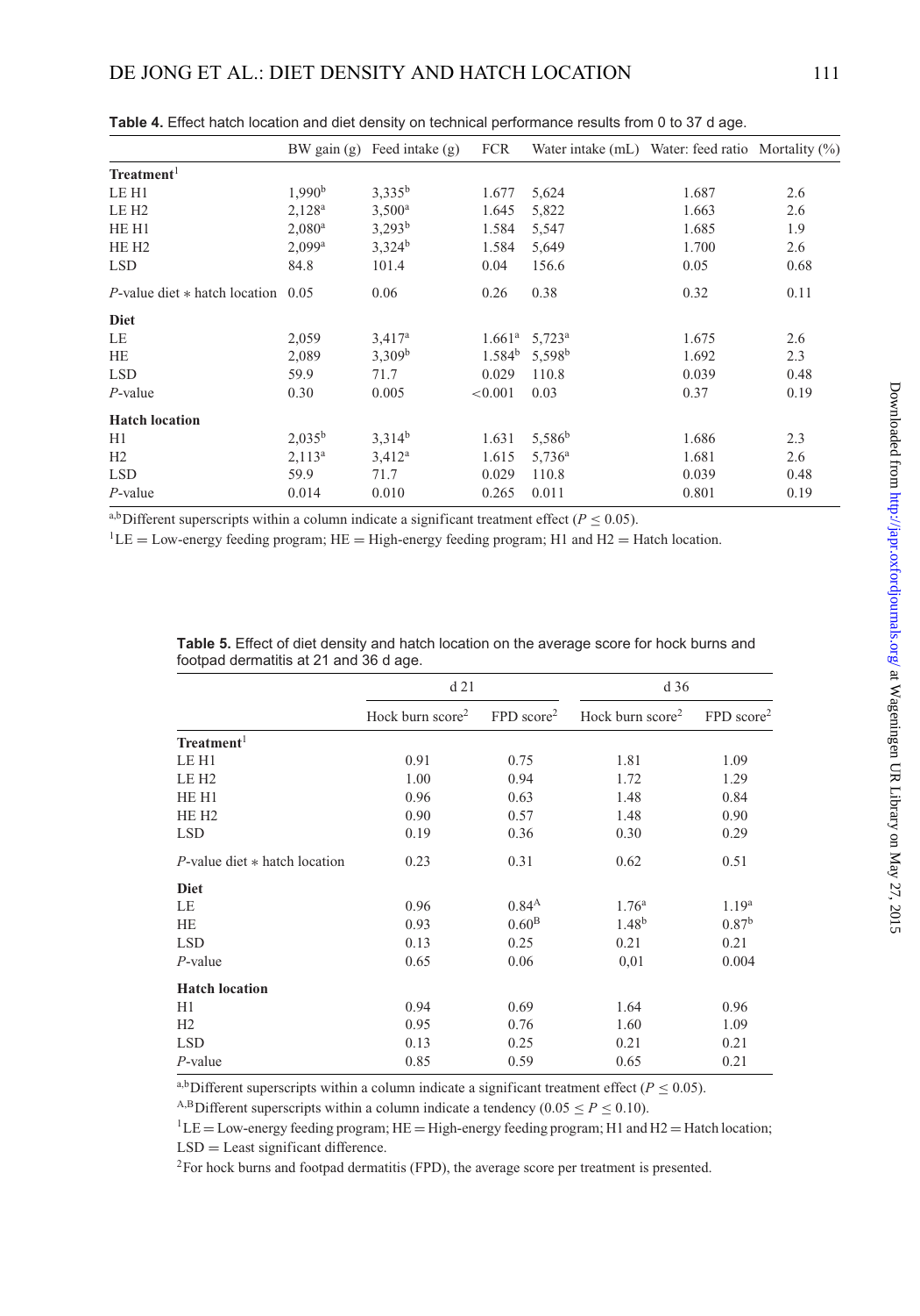**Table 4.** Effect hatch location and diet density on technical performance results from 0 to 37 d age.

| | BW gain (g) | Feed intake (g) | FCR | Water intake (mL) | Water: feed ratio | Mortality (%) |
|---|---|---|---|---|---|---|
| **Treatment**[1] | | | | | | |
| LE H1 | 1,990[b] | 3,335[b] | 1.677 | 5,624 | 1.687 | 2.6 |
| LE H2 | 2,128[a] | 3,500[a] | 1.645 | 5,822 | 1.663 | 2.6 |
| HE H1 | 2,080[a] | 3,293[b] | 1.584 | 5,547 | 1.685 | 1.9 |
| HE H2 | 2,099[a] | 3,324[b] | 1.584 | 5,649 | 1.700 | 2.6 |
| LSD | 84.8 | 101.4 | 0.04 | 156.6 | 0.05 | 0.68 |
| *P*-value diet * hatch location | 0.05 | 0.06 | 0.26 | 0.38 | 0.32 | 0.11 |
| **Diet** | | | | | | |
| LE | 2,059 | 3,417[a] | 1.661[a] | 5,723[a] | 1.675 | 2.6 |
| HE | 2,089 | 3,309[b] | 1.584[b] | 5,598[b] | 1.692 | 2.3 |
| LSD | 59.9 | 71.7 | 0.029 | 110.8 | 0.039 | 0.48 |
| *P*-value | 0.30 | 0.005 | <0.001 | 0.03 | 0.37 | 0.19 |
| **Hatch location** | | | | | | |
| H1 | 2,035[b] | 3,314[b] | 1.631 | 5,586[b] | 1.686 | 2.3 |
| H2 | 2,113[a] | 3,412[a] | 1.615 | 5,736[a] | 1.681 | 2.6 |
| LSD | 59.9 | 71.7 | 0.029 | 110.8 | 0.039 | 0.48 |
| *P*-value | 0.014 | 0.010 | 0.265 | 0.011 | 0.801 | 0.19 |

[a,b]Different superscripts within a column indicate a significant treatment effect ($P \leq 0.05$).

[1]LE = Low-energy feeding program; HE = High-energy feeding program; H1 and H2 = Hatch location.

**Table 5.** Effect of diet density and hatch location on the average score for hock burns and footpad dermatitis at 21 and 36 d age.

| | d 21 | | d 36 | |
|---|---|---|---|---|
| | Hock burn score[2] | FPD score[2] | Hock burn score[2] | FPD score[2] |
| **Treatment**[1] | | | | |
| LE H1 | 0.91 | 0.75 | 1.81 | 1.09 |
| LE H2 | 1.00 | 0.94 | 1.72 | 1.29 |
| HE H1 | 0.96 | 0.63 | 1.48 | 0.84 |
| HE H2 | 0.90 | 0.57 | 1.48 | 0.90 |
| LSD | 0.19 | 0.36 | 0.30 | 0.29 |
| *P*-value diet * hatch location | 0.23 | 0.31 | 0.62 | 0.51 |
| **Diet** | | | | |
| LE | 0.96 | 0.84[A] | 1.76[a] | 1.19[a] |
| HE | 0.93 | 0.60[B] | 1.48[b] | 0.87[b] |
| LSD | 0.13 | 0.25 | 0.21 | 0.21 |
| *P*-value | 0.65 | 0.06 | 0,01 | 0.004 |
| **Hatch location** | | | | |
| H1 | 0.94 | 0.69 | 1.64 | 0.96 |
| H2 | 0.95 | 0.76 | 1.60 | 1.09 |
| LSD | 0.13 | 0.25 | 0.21 | 0.21 |
| *P*-value | 0.85 | 0.59 | 0.65 | 0.21 |

[a,b]Different superscripts within a column indicate a significant treatment effect ($P \leq 0.05$).

[A,B]Different superscripts within a column indicate a tendency ($0.05 \leq P \leq 0.10$).

[1]LE = Low-energy feeding program; HE = High-energy feeding program; H1 and H2 = Hatch location; LSD = Least significant difference.

[2]For hock burns and footpad dermatitis (FPD), the average score per treatment is presented.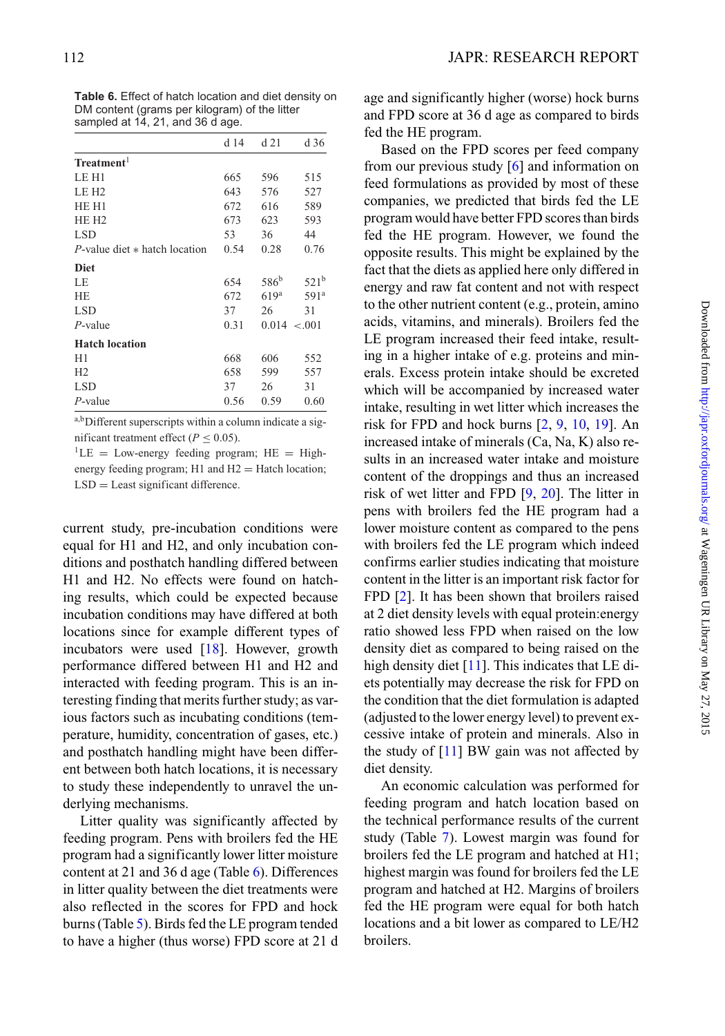**Table 6.** Effect of hatch location and diet density on DM content (grams per kilogram) of the litter sampled at 14, 21, and 36 d age.

| | d 14 | d 21 | d 36 |
|---|---|---|---|
| **Treatment**[1] | | | |
| LE H1 | 665 | 596 | 515 |
| LE H2 | 643 | 576 | 527 |
| HE H1 | 672 | 616 | 589 |
| HE H2 | 673 | 623 | 593 |
| LSD | 53 | 36 | 44 |
| *P*-value diet ∗ hatch location | 0.54 | 0.28 | 0.76 |
| **Diet** | | | |
| LE | 654 | 586[b] | 521[b] |
| HE | 672 | 619[a] | 591[a] |
| LSD | 37 | 26 | 31 |
| *P*-value | 0.31 | 0.014 | <.001 |
| **Hatch location** | | | |
| H1 | 668 | 606 | 552 |
| H2 | 658 | 599 | 557 |
| LSD | 37 | 26 | 31 |
| *P*-value | 0.56 | 0.59 | 0.60 |

[a,b]Different superscripts within a column indicate a significant treatment effect ($P \leq 0.05$).
[1]LE = Low-energy feeding program; HE = High-energy feeding program; H1 and H2 = Hatch location; LSD = Least significant difference.

current study, pre-incubation conditions were equal for H1 and H2, and only incubation conditions and posthatch handling differed between H1 and H2. No effects were found on hatching results, which could be expected because incubation conditions may have differed at both locations since for example different types of incubators were used [18]. However, growth performance differed between H1 and H2 and interacted with feeding program. This is an interesting finding that merits further study; as various factors such as incubating conditions (temperature, humidity, concentration of gases, etc.) and posthatch handling might have been different between both hatch locations, it is necessary to study these independently to unravel the underlying mechanisms.

Litter quality was significantly affected by feeding program. Pens with broilers fed the HE program had a significantly lower litter moisture content at 21 and 36 d age (Table 6). Differences in litter quality between the diet treatments were also reflected in the scores for FPD and hock burns (Table 5). Birds fed the LE program tended to have a higher (thus worse) FPD score at 21 d age and significantly higher (worse) hock burns and FPD score at 36 d age as compared to birds fed the HE program.

Based on the FPD scores per feed company from our previous study [6] and information on feed formulations as provided by most of these companies, we predicted that birds fed the LE program would have better FPD scores than birds fed the HE program. However, we found the opposite results. This might be explained by the fact that the diets as applied here only differed in energy and raw fat content and not with respect to the other nutrient content (e.g., protein, amino acids, vitamins, and minerals). Broilers fed the LE program increased their feed intake, resulting in a higher intake of e.g. proteins and minerals. Excess protein intake should be excreted which will be accompanied by increased water intake, resulting in wet litter which increases the risk for FPD and hock burns [2, 9, 10, 19]. An increased intake of minerals (Ca, Na, K) also results in an increased water intake and moisture content of the droppings and thus an increased risk of wet litter and FPD [9, 20]. The litter in pens with broilers fed the HE program had a lower moisture content as compared to the pens with broilers fed the LE program which indeed confirms earlier studies indicating that moisture content in the litter is an important risk factor for FPD [2]. It has been shown that broilers raised at 2 diet density levels with equal protein:energy ratio showed less FPD when raised on the low density diet as compared to being raised on the high density diet [11]. This indicates that LE diets potentially may decrease the risk for FPD on the condition that the diet formulation is adapted (adjusted to the lower energy level) to prevent excessive intake of protein and minerals. Also in the study of [11] BW gain was not affected by diet density.

An economic calculation was performed for feeding program and hatch location based on the technical performance results of the current study (Table 7). Lowest margin was found for broilers fed the LE program and hatched at H1; highest margin was found for broilers fed the LE program and hatched at H2. Margins of broilers fed the HE program were equal for both hatch locations and a bit lower as compared to LE/H2 broilers.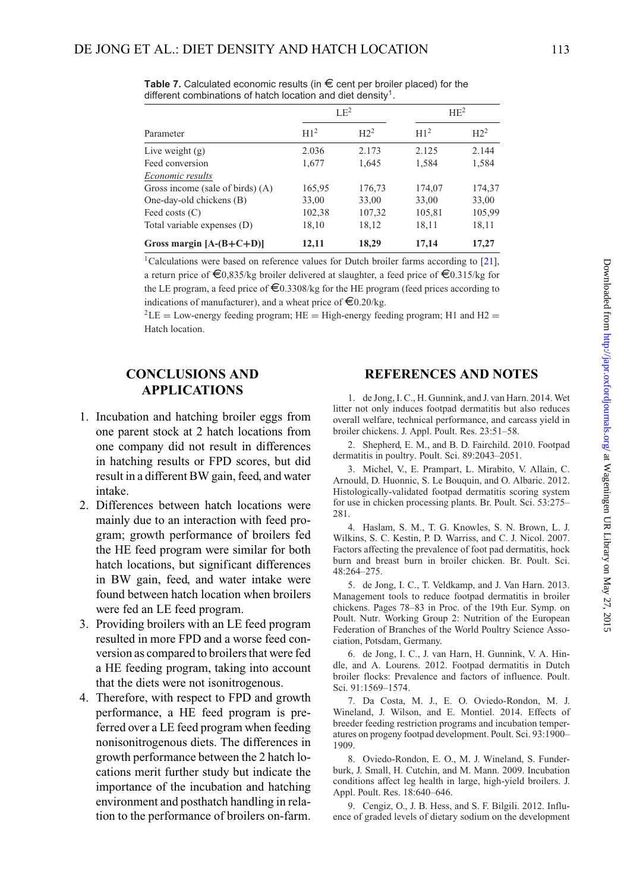**Table 7.** Calculated economic results (in € cent per broiler placed) for the different combinations of hatch location and diet density[1].

| | LE[2] | | HE[2] | |
|---|---|---|---|---|
| Parameter | H1[2] | H2[2] | H1[2] | H2[2] |
| Live weight (g) | 2.036 | 2.173 | 2.125 | 2.144 |
| Feed conversion | 1,677 | 1,645 | 1,584 | 1,584 |
| *Economic results* | | | | |
| Gross income (sale of birds) (A) | 165,95 | 176,73 | 174,07 | 174,37 |
| One-day-old chickens (B) | 33,00 | 33,00 | 33,00 | 33,00 |
| Feed costs (C) | 102,38 | 107,32 | 105,81 | 105,99 |
| Total variable expenses (D) | 18,10 | 18,12 | 18,11 | 18,11 |
| **Gross margin [A-(B+C+D)]** | **12,11** | **18,29** | **17,14** | **17,27** |

[1]Calculations were based on reference values for Dutch broiler farms according to [21], a return price of €0,835/kg broiler delivered at slaughter, a feed price of €0.315/kg for the LE program, a feed price of €0.3308/kg for the HE program (feed prices according to indications of manufacturer), and a wheat price of €0.20/kg.

[2]LE = Low-energy feeding program; HE = High-energy feeding program; H1 and H2 = Hatch location.

## CONCLUSIONS AND APPLICATIONS

1. Incubation and hatching broiler eggs from one parent stock at 2 hatch locations from one company did not result in differences in hatching results or FPD scores, but did result in a different BW gain, feed, and water intake.
2. Differences between hatch locations were mainly due to an interaction with feed program; growth performance of broilers fed the HE feed program were similar for both hatch locations, but significant differences in BW gain, feed, and water intake were found between hatch location when broilers were fed an LE feed program.
3. Providing broilers with an LE feed program resulted in more FPD and a worse feed conversion as compared to broilers that were fed a HE feeding program, taking into account that the diets were not isonitrogenous.
4. Therefore, with respect to FPD and growth performance, a HE feed program is preferred over a LE feed program when feeding nonisonitrogenous diets. The differences in growth performance between the 2 hatch locations merit further study but indicate the importance of the incubation and hatching environment and posthatch handling in relation to the performance of broilers on-farm.

## REFERENCES AND NOTES

1. de Jong, I. C., H. Gunnink, and J. van Harn. 2014. Wet litter not only induces footpad dermatitis but also reduces overall welfare, technical performance, and carcass yield in broiler chickens. J. Appl. Poult. Res. 23:51–58.

2. Shepherd, E. M., and B. D. Fairchild. 2010. Footpad dermatitis in poultry. Poult. Sci. 89:2043–2051.

3. Michel, V., E. Prampart, L. Mirabito, V. Allain, C. Arnould, D. Huonnic, S. Le Bouquin, and O. Albaric. 2012. Histologically-validated footpad dermatitis scoring system for use in chicken processing plants. Br. Poult. Sci. 53:275–281.

4. Haslam, S. M., T. G. Knowles, S. N. Brown, L. J. Wilkins, S. C. Kestin, P. D. Warriss, and C. J. Nicol. 2007. Factors affecting the prevalence of foot pad dermatitis, hock burn and breast burn in broiler chicken. Br. Poult. Sci. 48:264–275.

5. de Jong, I. C., T. Veldkamp, and J. Van Harn. 2013. Management tools to reduce footpad dermatitis in broiler chickens. Pages 78–83 in Proc. of the 19th Eur. Symp. on Poult. Nutr. Working Group 2: Nutrition of the European Federation of Branches of the World Poultry Science Association, Potsdam, Germany.

6. de Jong, I. C., J. van Harn, H. Gunnink, V. A. Hindle, and A. Lourens. 2012. Footpad dermatitis in Dutch broiler flocks: Prevalence and factors of influence. Poult. Sci. 91:1569–1574.

7. Da Costa, M. J., E. O. Oviedo-Rondon, M. J. Wineland, J. Wilson, and E. Montiel. 2014. Effects of breeder feeding restriction programs and incubation temperatures on progeny footpad development. Poult. Sci. 93:1900–1909.

8. Oviedo-Rondon, E. O., M. J. Wineland, S. Funderburk, J. Small, H. Cutchin, and M. Mann. 2009. Incubation conditions affect leg health in large, high-yield broilers. J. Appl. Poult. Res. 18:640–646.

9. Cengiz, O., J. B. Hess, and S. F. Bilgili. 2012. Influence of graded levels of dietary sodium on the development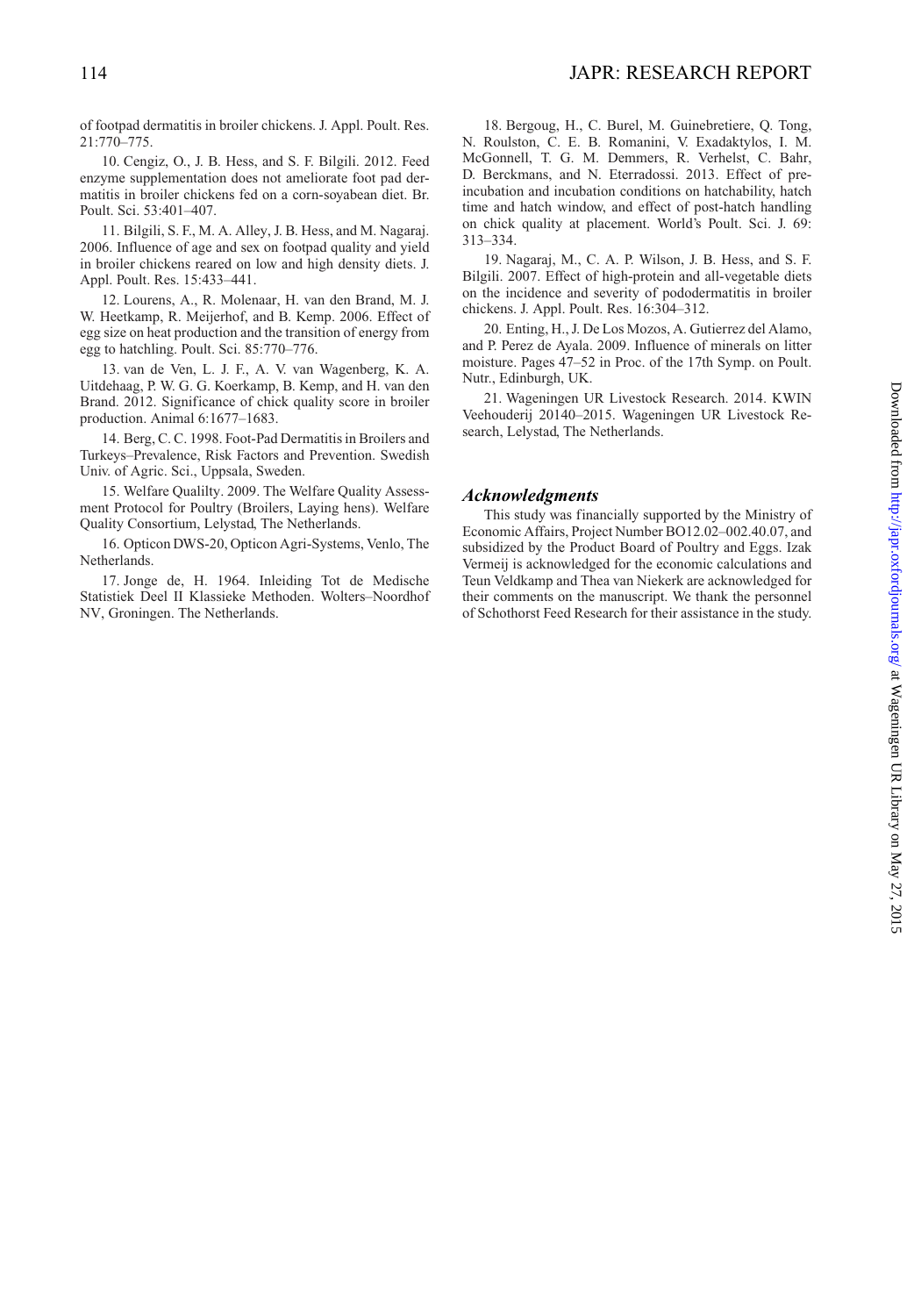of footpad dermatitis in broiler chickens. J. Appl. Poult. Res. 21:770–775.

10. Cengiz, O., J. B. Hess, and S. F. Bilgili. 2012. Feed enzyme supplementation does not ameliorate foot pad dermatitis in broiler chickens fed on a corn-soyabean diet. Br. Poult. Sci. 53:401–407.

11. Bilgili, S. F., M. A. Alley, J. B. Hess, and M. Nagaraj. 2006. Influence of age and sex on footpad quality and yield in broiler chickens reared on low and high density diets. J. Appl. Poult. Res. 15:433–441.

12. Lourens, A., R. Molenaar, H. van den Brand, M. J. W. Heetkamp, R. Meijerhof, and B. Kemp. 2006. Effect of egg size on heat production and the transition of energy from egg to hatchling. Poult. Sci. 85:770–776.

13. van de Ven, L. J. F., A. V. van Wagenberg, K. A. Uitdehaag, P. W. G. G. Koerkamp, B. Kemp, and H. van den Brand. 2012. Significance of chick quality score in broiler production. Animal 6:1677–1683.

14. Berg, C. C. 1998. Foot-Pad Dermatitis in Broilers and Turkeys–Prevalence, Risk Factors and Prevention. Swedish Univ. of Agric. Sci., Uppsala, Sweden.

15. Welfare Qualilty. 2009. The Welfare Quality Assessment Protocol for Poultry (Broilers, Laying hens). Welfare Quality Consortium, Lelystad, The Netherlands.

16. Opticon DWS-20, Opticon Agri-Systems, Venlo, The Netherlands.

17. Jonge de, H. 1964. Inleiding Tot de Medische Statistiek Deel II Klassieke Methoden. Wolters–Noordhof NV, Groningen. The Netherlands.

18. Bergoug, H., C. Burel, M. Guinebretiere, Q. Tong, N. Roulston, C. E. B. Romanini, V. Exadaktylos, I. M. McGonnell, T. G. M. Demmers, R. Verhelst, C. Bahr, D. Berckmans, and N. Eterradossi. 2013. Effect of pre-incubation and incubation conditions on hatchability, hatch time and hatch window, and effect of post-hatch handling on chick quality at placement. World's Poult. Sci. J. 69: 313–334.

19. Nagaraj, M., C. A. P. Wilson, J. B. Hess, and S. F. Bilgili. 2007. Effect of high-protein and all-vegetable diets on the incidence and severity of pododermatitis in broiler chickens. J. Appl. Poult. Res. 16:304–312.

20. Enting, H., J. De Los Mozos, A. Gutierrez del Alamo, and P. Perez de Ayala. 2009. Influence of minerals on litter moisture. Pages 47–52 in Proc. of the 17th Symp. on Poult. Nutr., Edinburgh, UK.

21. Wageningen UR Livestock Research. 2014. KWIN Veehouderij 20140–2015. Wageningen UR Livestock Research, Lelystad, The Netherlands.

### *Acknowledgments*

This study was financially supported by the Ministry of Economic Affairs, Project Number BO12.02–002.40.07, and subsidized by the Product Board of Poultry and Eggs. Izak Vermeij is acknowledged for the economic calculations and Teun Veldkamp and Thea van Niekerk are acknowledged for their comments on the manuscript. We thank the personnel of Schothorst Feed Research for their assistance in the study.